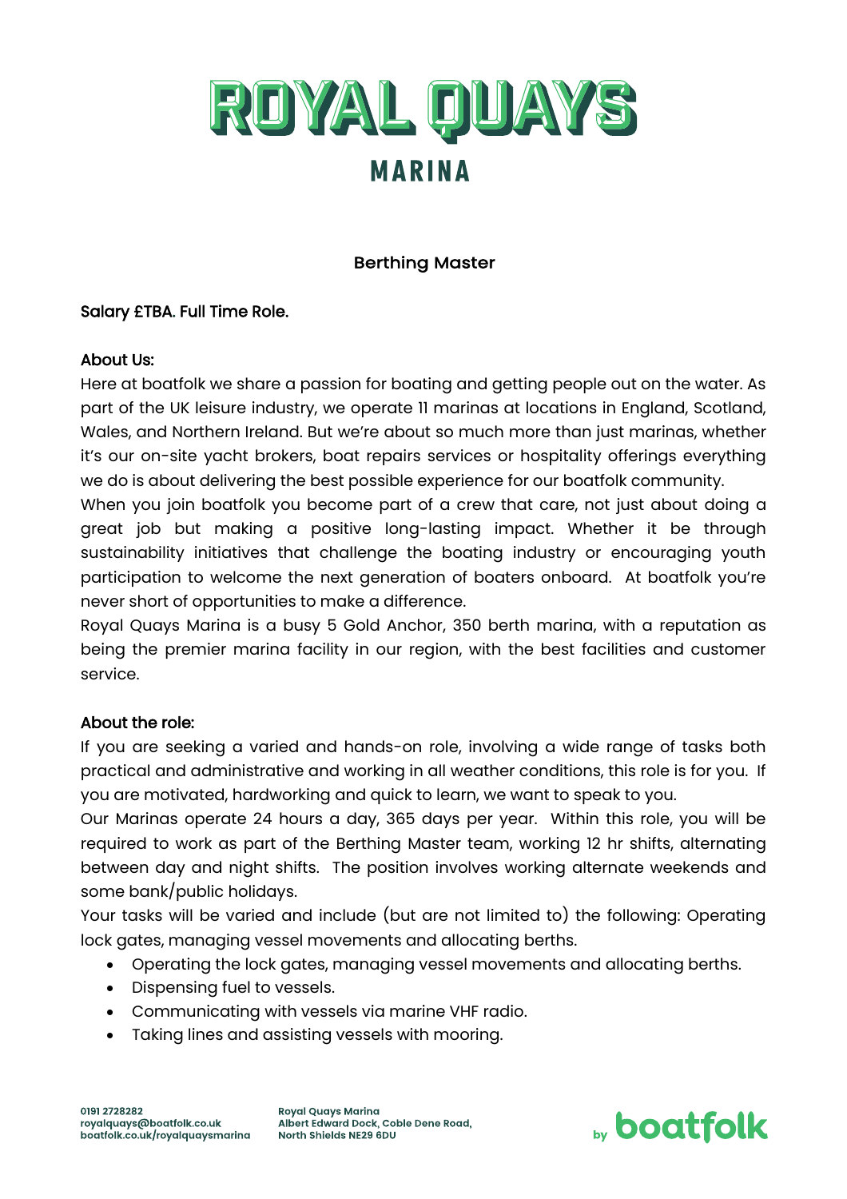# ROYAL QUAYS

## MARINA

### Berthing Master

**Salary £TBA. Full Time Role.**

**About Us:**

Here at boatfolk we share a passion for boating and getting people out on the water. As part of the UK leisure industry, we operate 11 marinas at locations in England, Scotland, Wales, and Northern Ireland. But we're about so much more than just marinas, whether it's our on-site yacht brokers, boat repairs services or hospitality offerings everything we do is about delivering the best possible experience for our boatfolk community.

When you join boatfolk you become part of a crew that care, not just about doing a great job but making a positive long-lasting impact. Whether it be through sustainability initiatives that challenge the boating industry or encouraging youth participation to welcome the next generation of boaters onboard. At boatfolk you're never short of opportunities to make a difference.

Royal Quays Marina is a busy 5 Gold Anchor, 350 berth marina, with a reputation as being the premier marina facility in our region, with the best facilities and customer service.

**About the role:**

If you are seeking a varied and hands-on role, involving a wide range of tasks both practical and administrative and working in all weather conditions, this role is for you. If you are motivated, hardworking and quick to learn, we want to speak to you.

Our Marinas operate 24 hours a day, 365 days per year. Within this role, you will be required to work as part of the Berthing Master team, working 12 hr shifts, alternating between day and night shifts. The position involves working alternate weekends and some bank/public holidays.

Your tasks will be varied and include (but are not limited to) the following: Operating lock gates, managing vessel movements and allocating berths.

- Operating the lock gates, managing vessel movements and allocating berths.
- Dispensing fuel to vessels.
- Communicating with vessels via marine VHF radio.
- Taking lines and assisting vessels with mooring.

0191 2728282
royalquays@boatfolk.co.uk
boatfolk.co.uk/royalquaysmarina

Royal Quays Marina
Albert Edward Dock, Coble Dene Road,
North Shields NE29 6DU

by boatfolk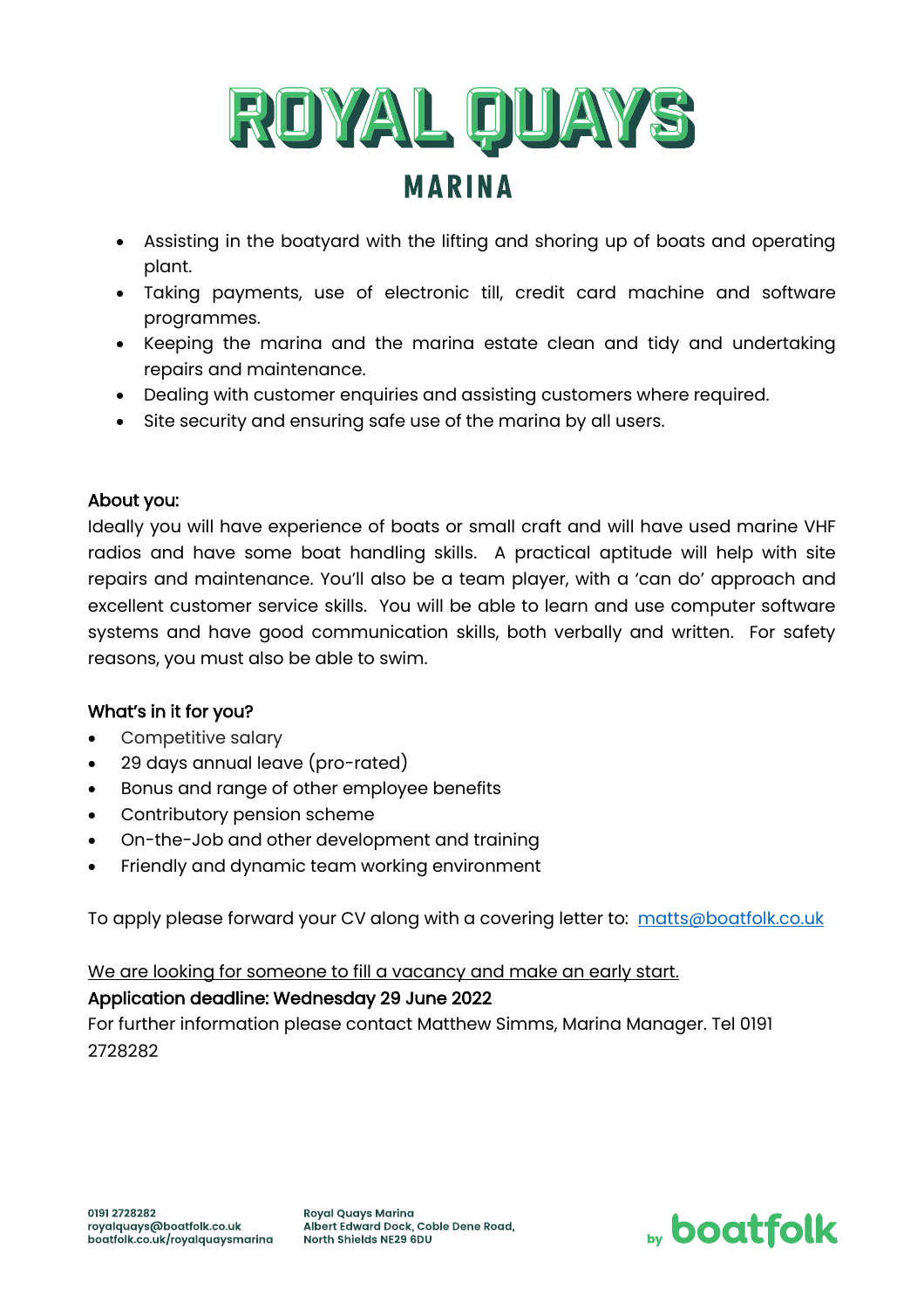- Assisting in the boatyard with the lifting and shoring up of boats and operating plant.
- Taking payments, use of electronic till, credit card machine and software programmes.
- Keeping the marina and the marina estate clean and tidy and undertaking repairs and maintenance.
- Dealing with customer enquiries and assisting customers where required.
- Site security and ensuring safe use of the marina by all users.

**About you:**

Ideally you will have experience of boats or small craft and will have used marine VHF radios and have some boat handling skills. A practical aptitude will help with site repairs and maintenance. You'll also be a team player, with a 'can do' approach and excellent customer service skills. You will be able to learn and use computer software systems and have good communication skills, both verbally and written. For safety reasons, you must also be able to swim.

**What's in it for you?**

- Competitive salary
- 29 days annual leave (pro-rated)
- Bonus and range of other employee benefits
- Contributory pension scheme
- On-the-Job and other development and training
- Friendly and dynamic team working environment

To apply please forward your CV along with a covering letter to: matts@boatfolk.co.uk

We are looking for someone to fill a vacancy and make an early start.

**Application deadline: Wednesday 29 June 2022**

For further information please contact Matthew Simms, Marina Manager. Tel 0191 2728282